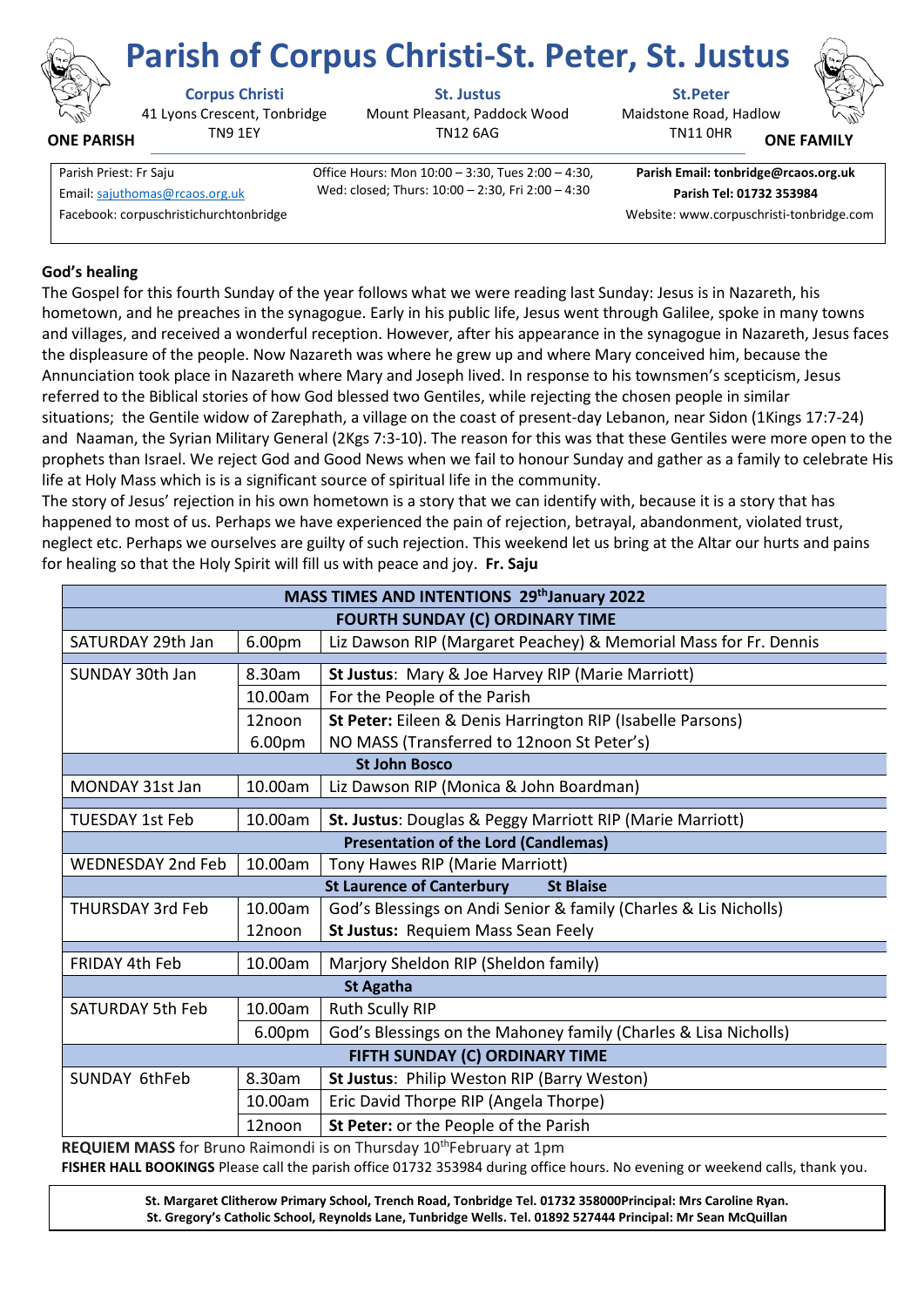# Parish of Corpus Christi-St. Peter, St. Justus

**ONE PARISH** — **ONE FAMILY**

**Corpus Christi**
41 Lyons Crescent, Tonbridge
TN9 1EY

**St. Justus**
Mount Pleasant, Paddock Wood
TN12 6AG

**St.Peter**
Maidstone Road, Hadlow
TN11 0HR

Parish Priest: Fr Saju
Email: sajuthomas@rcaos.org.uk
Facebook: corpuschristichurchtonbridge

Office Hours: Mon 10:00 – 3:30, Tues 2:00 – 4:30, Wed: closed; Thurs: 10:00 – 2:30, Fri 2:00 – 4:30

**Parish Email: tonbridge@rcaos.org.uk**
**Parish Tel: 01732 353984**
Website: www.corpuschristi-tonbridge.com

## God's healing

The Gospel for this fourth Sunday of the year follows what we were reading last Sunday: Jesus is in Nazareth, his hometown, and he preaches in the synagogue. Early in his public life, Jesus went through Galilee, spoke in many towns and villages, and received a wonderful reception. However, after his appearance in the synagogue in Nazareth, Jesus faces the displeasure of the people. Now Nazareth was where he grew up and where Mary conceived him, because the Annunciation took place in Nazareth where Mary and Joseph lived. In response to his townsmen's scepticism, Jesus referred to the Biblical stories of how God blessed two Gentiles, while rejecting the chosen people in similar situations; the Gentile widow of Zarephath, a village on the coast of present-day Lebanon, near Sidon (1Kings 17:7-24) and Naaman, the Syrian Military General (2Kgs 7:3-10). The reason for this was that these Gentiles were more open to the prophets than Israel. We reject God and Good News when we fail to honour Sunday and gather as a family to celebrate His life at Holy Mass which is is a significant source of spiritual life in the community.

The story of Jesus' rejection in his own hometown is a story that we can identify with, because it is a story that has happened to most of us. Perhaps we have experienced the pain of rejection, betrayal, abandonment, violated trust, neglect etc. Perhaps we ourselves are guilty of such rejection. This weekend let us bring at the Altar our hurts and pains for healing so that the Holy Spirit will fill us with peace and joy. **Fr. Saju**

| MASS TIMES AND INTENTIONS 29th January 2022 | | |
|---|---|---|
| **FOURTH SUNDAY (C) ORDINARY TIME** | | |
| SATURDAY 29th Jan | 6.00pm | Liz Dawson RIP (Margaret Peachey) & Memorial Mass for Fr. Dennis |
| SUNDAY 30th Jan | 8.30am | **St Justus**: Mary & Joe Harvey RIP (Marie Marriott) |
| | 10.00am | For the People of the Parish |
| | 12noon | **St Peter:** Eileen & Denis Harrington RIP (Isabelle Parsons) |
| | 6.00pm | NO MASS (Transferred to 12noon St Peter's) |
| **St John Bosco** | | |
| MONDAY 31st Jan | 10.00am | Liz Dawson RIP (Monica & John Boardman) |
| TUESDAY 1st Feb | 10.00am | **St. Justus**: Douglas & Peggy Marriott RIP (Marie Marriott) |
| **Presentation of the Lord (Candlemas)** | | |
| WEDNESDAY 2nd Feb | 10.00am | Tony Hawes RIP (Marie Marriott) |
| **St Laurence of Canterbury — St Blaise** | | |
| THURSDAY 3rd Feb | 10.00am | God's Blessings on Andi Senior & family (Charles & Lis Nicholls) |
| | 12noon | **St Justus:** Requiem Mass Sean Feely |
| FRIDAY 4th Feb | 10.00am | Marjory Sheldon RIP (Sheldon family) |
| **St Agatha** | | |
| SATURDAY 5th Feb | 10.00am | Ruth Scully RIP |
| | 6.00pm | God's Blessings on the Mahoney family (Charles & Lisa Nicholls) |
| **FIFTH SUNDAY (C) ORDINARY TIME** | | |
| SUNDAY 6thFeb | 8.30am | **St Justus**: Philip Weston RIP (Barry Weston) |
| | 10.00am | Eric David Thorpe RIP (Angela Thorpe) |
| | 12noon | **St Peter:** or the People of the Parish |

**REQUIEM MASS** for Bruno Raimondi is on Thursday 10th February at 1pm

**FISHER HALL BOOKINGS** Please call the parish office 01732 353984 during office hours. No evening or weekend calls, thank you.

**St. Margaret Clitherow Primary School, Trench Road, Tonbridge Tel. 01732 358000Principal: Mrs Caroline Ryan.**
**St. Gregory's Catholic School, Reynolds Lane, Tunbridge Wells. Tel. 01892 527444 Principal: Mr Sean McQuillan**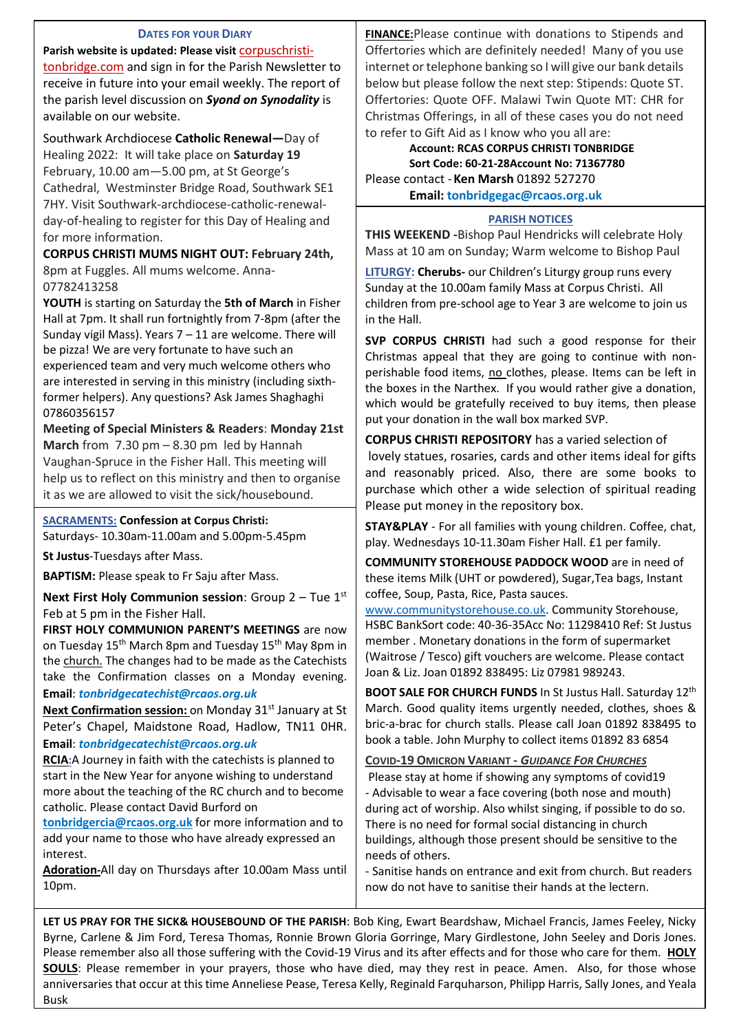## Dates for your Diary

**Parish website is updated: Please visit** corpuschristi-tonbridge.com and sign in for the Parish Newsletter to receive in future into your email weekly. The report of the parish level discussion on ***Syond on Synodality*** is available on our website.

Southwark Archdiocese **Catholic Renewal—**Day of Healing 2022: It will take place on **Saturday 19** February, 10.00 am—5.00 pm, at St George's Cathedral, Westminster Bridge Road, Southwark SE1 7HY. Visit Southwark-archdiocese-catholic-renewal-day-of-healing to register for this Day of Healing and for more information.

**CORPUS CHRISTI MUMS NIGHT OUT: February 24th,** 8pm at Fuggles. All mums welcome. Anna-07782413258

**YOUTH** is starting on Saturday the **5th of March** in Fisher Hall at 7pm. It shall run fortnightly from 7-8pm (after the Sunday vigil Mass). Years 7 – 11 are welcome. There will be pizza! We are very fortunate to have such an experienced team and very much welcome others who are interested in serving in this ministry (including sixth-former helpers). Any questions? Ask James Shaghaghi 07860356157

**Meeting of Special Ministers & Readers**: **Monday 21st March** from 7.30 pm – 8.30 pm led by Hannah Vaughan-Spruce in the Fisher Hall. This meeting will help us to reflect on this ministry and then to organise it as we are allowed to visit the sick/housebound.

**SACRAMENTS: Confession at Corpus Christi:** Saturdays- 10.30am-11.00am and 5.00pm-5.45pm

**St Justus**-Tuesdays after Mass.

**BAPTISM:** Please speak to Fr Saju after Mass.

**Next First Holy Communion session**: Group 2 – Tue 1st Feb at 5 pm in the Fisher Hall.

**FIRST HOLY COMMUNION PARENT'S MEETINGS** are now on Tuesday 15th March 8pm and Tuesday 15th May 8pm in the church. The changes had to be made as the Catechists take the Confirmation classes on a Monday evening. **Email**: ***tonbridgecatechist@rcaos.org.uk***

**Next Confirmation session:** on Monday 31st January at St Peter's Chapel, Maidstone Road, Hadlow, TN11 0HR. **Email**: ***tonbridgecatechist@rcaos.org.uk***

**RCIA**:A Journey in faith with the catechists is planned to start in the New Year for anyone wishing to understand more about the teaching of the RC church and to become catholic. Please contact David Burford on **tonbridgercia@rcaos.org.uk** for more information and to add your name to those who have already expressed an interest.

**Adoration-**All day on Thursdays after 10.00am Mass until 10pm.

**FINANCE:**Please continue with donations to Stipends and Offertories which are definitely needed! Many of you use internet or telephone banking so I will give our bank details below but please follow the next step: Stipends: Quote ST. Offertories: Quote OFF. Malawi Twin Quote MT: CHR for Christmas Offerings, in all of these cases you do not need to refer to Gift Aid as I know who you all are:

**Account: RCAS CORPUS CHRISTI TONBRIDGE**
**Sort Code: 60-21-28Account No: 71367780**

Please contact - **Ken Marsh** 01892 527270
**Email: tonbridgegac@rcaos.org.uk**

## Parish Notices

**THIS WEEKEND -**Bishop Paul Hendricks will celebrate Holy Mass at 10 am on Sunday; Warm welcome to Bishop Paul

**LITURGY: Cherubs-** our Children's Liturgy group runs every Sunday at the 10.00am family Mass at Corpus Christi. All children from pre-school age to Year 3 are welcome to join us in the Hall.

**SVP CORPUS CHRISTI** had such a good response for their Christmas appeal that they are going to continue with non-perishable food items, no clothes, please. Items can be left in the boxes in the Narthex. If you would rather give a donation, which would be gratefully received to buy items, then please put your donation in the wall box marked SVP.

**CORPUS CHRISTI REPOSITORY** has a varied selection of lovely statues, rosaries, cards and other items ideal for gifts and reasonably priced. Also, there are some books to purchase which other a wide selection of spiritual reading Please put money in the repository box.

**STAY&PLAY** - For all families with young children. Coffee, chat, play. Wednesdays 10-11.30am Fisher Hall. £1 per family.

**COMMUNITY STOREHOUSE PADDOCK WOOD** are in need of these items Milk (UHT or powdered), Sugar,Tea bags, Instant coffee, Soup, Pasta, Rice, Pasta sauces. www.communitystorehouse.co.uk. Community Storehouse, HSBC BankSort code: 40-36-35Acc No: 11298410 Ref: St Justus member . Monetary donations in the form of supermarket (Waitrose / Tesco) gift vouchers are welcome. Please contact Joan & Liz. Joan 01892 838495: Liz 07981 989243.

**BOOT SALE FOR CHURCH FUNDS** In St Justus Hall. Saturday 12th March. Good quality items urgently needed, clothes, shoes & bric-a-brac for church stalls. Please call Joan 01892 838495 to book a table. John Murphy to collect items 01892 83 6854

### Covid-19 Omicron Variant - *Guidance For Churches*

Please stay at home if showing any symptoms of covid19
- Advisable to wear a face covering (both nose and mouth) during act of worship. Also whilst singing, if possible to do so. There is no need for formal social distancing in church buildings, although those present should be sensitive to the needs of others.
- Sanitise hands on entrance and exit from church. But readers now do not have to sanitise their hands at the lectern.

**LET US PRAY FOR THE SICK& HOUSEBOUND OF THE PARISH**: Bob King, Ewart Beardshaw, Michael Francis, James Feeley, Nicky Byrne, Carlene & Jim Ford, Teresa Thomas, Ronnie Brown Gloria Gorringe, Mary Girdlestone, John Seeley and Doris Jones. Please remember also all those suffering with the Covid-19 Virus and its after effects and for those who care for them. **HOLY SOULS**: Please remember in your prayers, those who have died, may they rest in peace. Amen. Also, for those whose anniversaries that occur at this time Anneliese Pease, Teresa Kelly, Reginald Farquharson, Philipp Harris, Sally Jones, and Yeala Busk